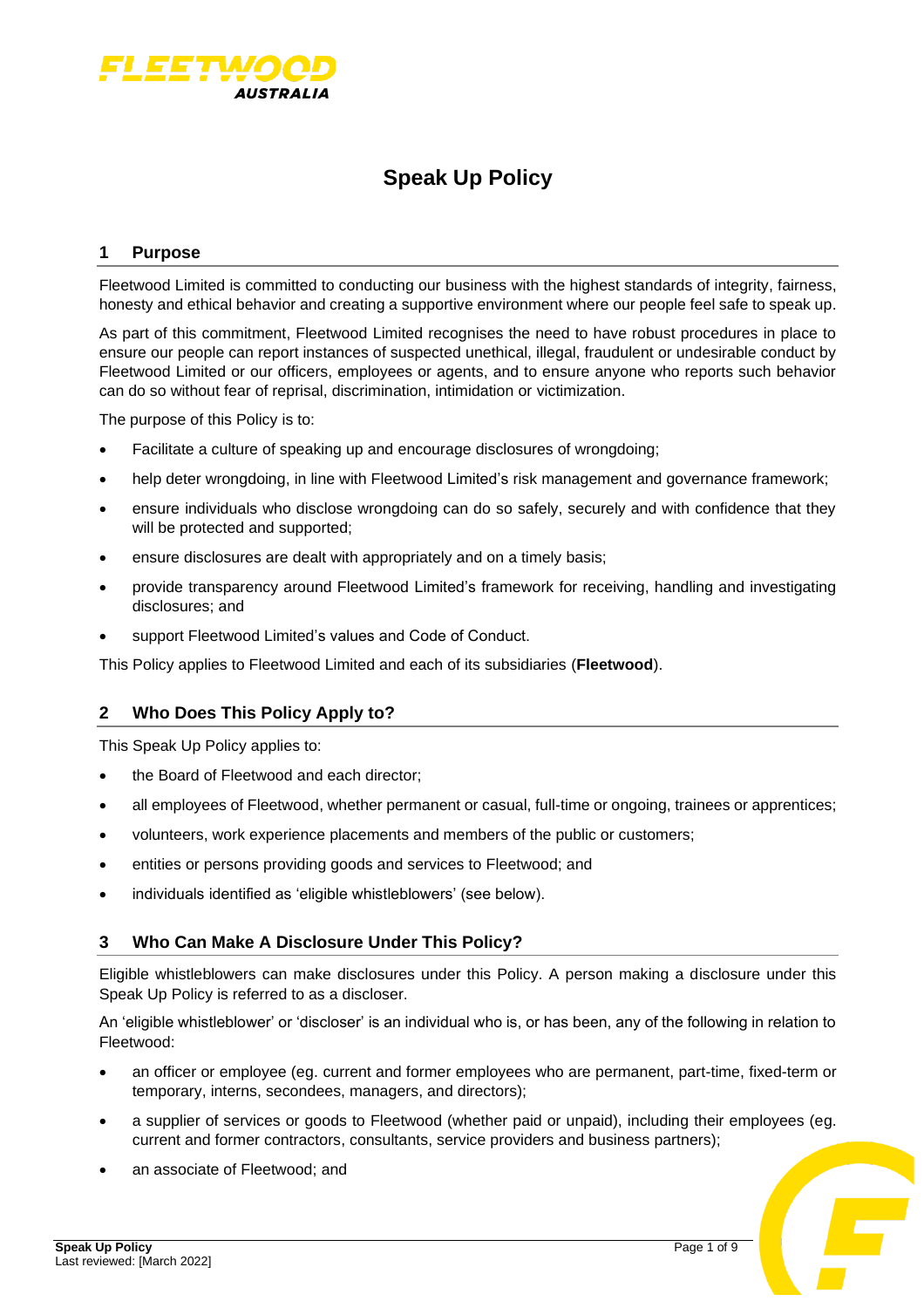# Speak Up Policy

## 1 Purpose

Fleetwood Limited is committed to conducting our business with the highest standards of integrity, fairness, honesty and ethical behavior and creating a supportive environment where our people feel safe to speak up.

As part of this commitment, Fleetwood Limited recognises the need to have robust procedures in place to ensure our people can report instances of suspected unethical, illegal, fraudulent or undesirable conduct by Fleetwood Limited or our officers, employees or agents, and to ensure anyone who reports such behavior can do so without fear of reprisal, discrimination, intimidation or victimization.

The purpose of this Policy is to:

- Facilitate a culture of speaking up and encourage disclosures of wrongdoing;
- help deter wrongdoing, in line with Fleetwood Limited's risk management and governance framework;
- ensure individuals who disclose wrongdoing can do so safely, securely and with confidence that they will be protected and supported;
- ensure disclosures are dealt with appropriately and on a timely basis;
- provide transparency around Fleetwood Limited's framework for receiving, handling and investigating disclosures; and
- support Fleetwood Limited's values and Code of Conduct.

This Policy applies to Fleetwood Limited and each of its subsidiaries (**Fleetwood**).

## 2 Who Does This Policy Apply to?

This Speak Up Policy applies to:

- the Board of Fleetwood and each director;
- all employees of Fleetwood, whether permanent or casual, full-time or ongoing, trainees or apprentices;
- volunteers, work experience placements and members of the public or customers;
- entities or persons providing goods and services to Fleetwood; and
- individuals identified as 'eligible whistleblowers' (see below).

## 3 Who Can Make A Disclosure Under This Policy?

Eligible whistleblowers can make disclosures under this Policy. A person making a disclosure under this Speak Up Policy is referred to as a discloser.

An 'eligible whistleblower' or 'discloser' is an individual who is, or has been, any of the following in relation to Fleetwood:

- an officer or employee (eg. current and former employees who are permanent, part-time, fixed-term or temporary, interns, secondees, managers, and directors);
- a supplier of services or goods to Fleetwood (whether paid or unpaid), including their employees (eg. current and former contractors, consultants, service providers and business partners);
- an associate of Fleetwood; and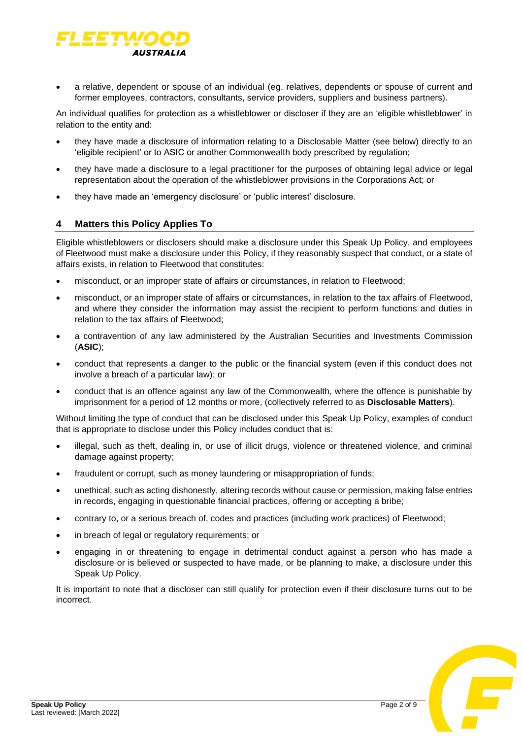- a relative, dependent or spouse of an individual (eg. relatives, dependents or spouse of current and former employees, contractors, consultants, service providers, suppliers and business partners).

An individual qualifies for protection as a whistleblower or discloser if they are an 'eligible whistleblower' in relation to the entity and:

- they have made a disclosure of information relating to a Disclosable Matter (see below) directly to an 'eligible recipient' or to ASIC or another Commonwealth body prescribed by regulation;
- they have made a disclosure to a legal practitioner for the purposes of obtaining legal advice or legal representation about the operation of the whistleblower provisions in the Corporations Act; or
- they have made an 'emergency disclosure' or 'public interest' disclosure.

## 4 Matters this Policy Applies To

Eligible whistleblowers or disclosers should make a disclosure under this Speak Up Policy, and employees of Fleetwood must make a disclosure under this Policy, if they reasonably suspect that conduct, or a state of affairs exists, in relation to Fleetwood that constitutes:

- misconduct, or an improper state of affairs or circumstances, in relation to Fleetwood;
- misconduct, or an improper state of affairs or circumstances, in relation to the tax affairs of Fleetwood, and where they consider the information may assist the recipient to perform functions and duties in relation to the tax affairs of Fleetwood;
- a contravention of any law administered by the Australian Securities and Investments Commission (**ASIC**);
- conduct that represents a danger to the public or the financial system (even if this conduct does not involve a breach of a particular law); or
- conduct that is an offence against any law of the Commonwealth, where the offence is punishable by imprisonment for a period of 12 months or more, (collectively referred to as **Disclosable Matters**).

Without limiting the type of conduct that can be disclosed under this Speak Up Policy, examples of conduct that is appropriate to disclose under this Policy includes conduct that is:

- illegal, such as theft, dealing in, or use of illicit drugs, violence or threatened violence, and criminal damage against property;
- fraudulent or corrupt, such as money laundering or misappropriation of funds;
- unethical, such as acting dishonestly, altering records without cause or permission, making false entries in records, engaging in questionable financial practices, offering or accepting a bribe;
- contrary to, or a serious breach of, codes and practices (including work practices) of Fleetwood;
- in breach of legal or regulatory requirements; or
- engaging in or threatening to engage in detrimental conduct against a person who has made a disclosure or is believed or suspected to have made, or be planning to make, a disclosure under this Speak Up Policy.

It is important to note that a discloser can still qualify for protection even if their disclosure turns out to be incorrect.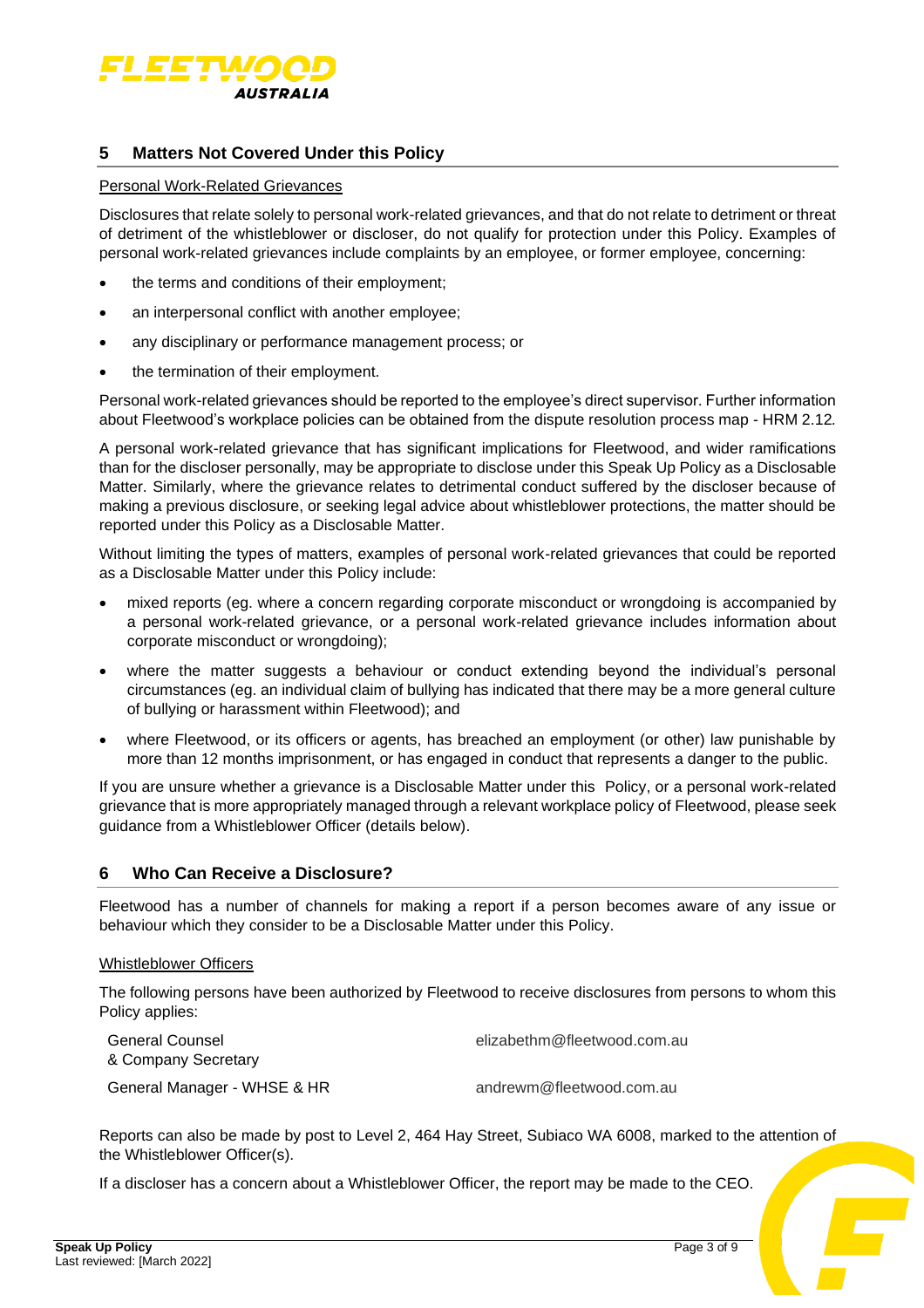## 5 Matters Not Covered Under this Policy

Personal Work-Related Grievances

Disclosures that relate solely to personal work-related grievances, and that do not relate to detriment or threat of detriment of the whistleblower or discloser, do not qualify for protection under this Policy. Examples of personal work-related grievances include complaints by an employee, or former employee, concerning:

- the terms and conditions of their employment;
- an interpersonal conflict with another employee;
- any disciplinary or performance management process; or
- the termination of their employment.

Personal work-related grievances should be reported to the employee's direct supervisor. Further information about Fleetwood's workplace policies can be obtained from the dispute resolution process map - HRM 2.12.

A personal work-related grievance that has significant implications for Fleetwood, and wider ramifications than for the discloser personally, may be appropriate to disclose under this Speak Up Policy as a Disclosable Matter. Similarly, where the grievance relates to detrimental conduct suffered by the discloser because of making a previous disclosure, or seeking legal advice about whistleblower protections, the matter should be reported under this Policy as a Disclosable Matter.

Without limiting the types of matters, examples of personal work-related grievances that could be reported as a Disclosable Matter under this Policy include:

- mixed reports (eg. where a concern regarding corporate misconduct or wrongdoing is accompanied by a personal work-related grievance, or a personal work-related grievance includes information about corporate misconduct or wrongdoing);
- where the matter suggests a behaviour or conduct extending beyond the individual's personal circumstances (eg. an individual claim of bullying has indicated that there may be a more general culture of bullying or harassment within Fleetwood); and
- where Fleetwood, or its officers or agents, has breached an employment (or other) law punishable by more than 12 months imprisonment, or has engaged in conduct that represents a danger to the public.

If you are unsure whether a grievance is a Disclosable Matter under this Policy, or a personal work-related grievance that is more appropriately managed through a relevant workplace policy of Fleetwood, please seek guidance from a Whistleblower Officer (details below).

## 6 Who Can Receive a Disclosure?

Fleetwood has a number of channels for making a report if a person becomes aware of any issue or behaviour which they consider to be a Disclosable Matter under this Policy.

Whistleblower Officers

The following persons have been authorized by Fleetwood to receive disclosures from persons to whom this Policy applies:

| | |
|---|---|
| General Counsel & Company Secretary | elizabethm@fleetwood.com.au |
| General Manager - WHSE & HR | andrewm@fleetwood.com.au |

Reports can also be made by post to Level 2, 464 Hay Street, Subiaco WA 6008, marked to the attention of the Whistleblower Officer(s).

If a discloser has a concern about a Whistleblower Officer, the report may be made to the CEO.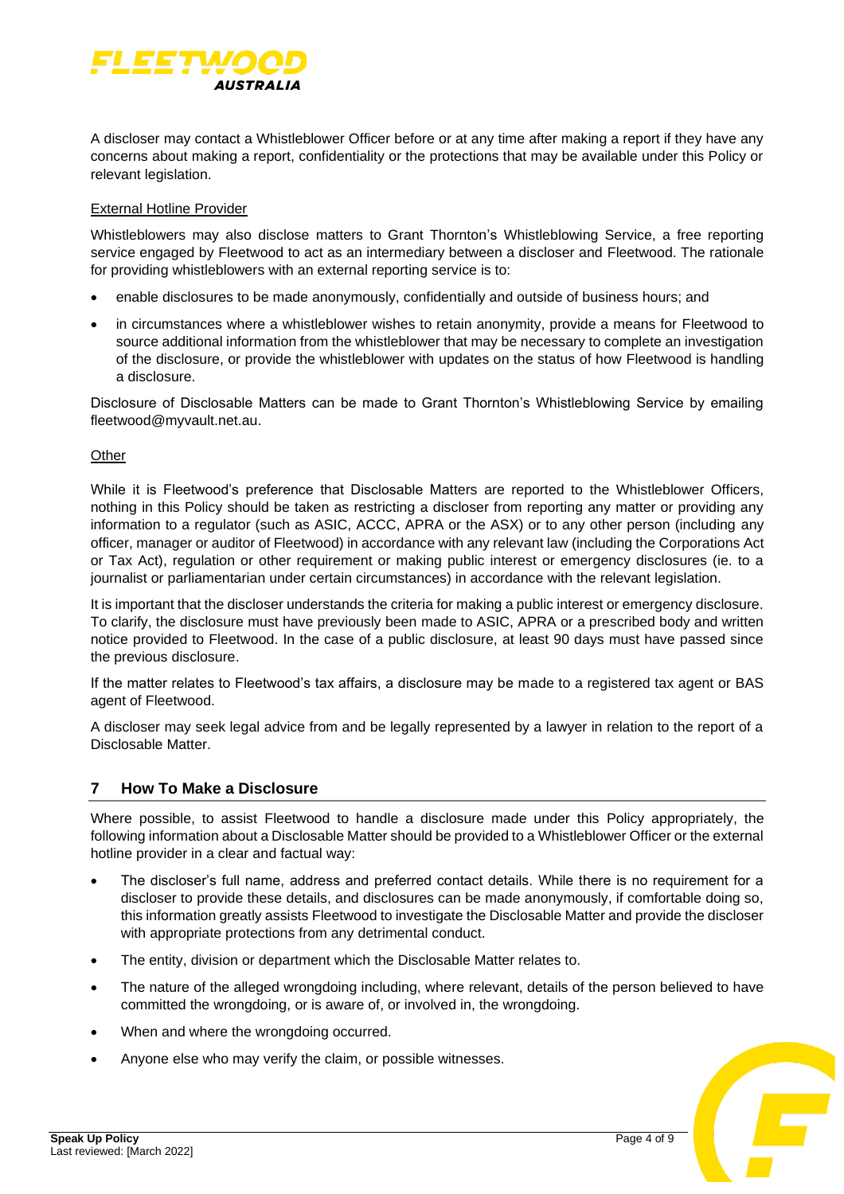A discloser may contact a Whistleblower Officer before or at any time after making a report if they have any concerns about making a report, confidentiality or the protections that may be available under this Policy or relevant legislation.

External Hotline Provider

Whistleblowers may also disclose matters to Grant Thornton's Whistleblowing Service, a free reporting service engaged by Fleetwood to act as an intermediary between a discloser and Fleetwood. The rationale for providing whistleblowers with an external reporting service is to:

- enable disclosures to be made anonymously, confidentially and outside of business hours; and
- in circumstances where a whistleblower wishes to retain anonymity, provide a means for Fleetwood to source additional information from the whistleblower that may be necessary to complete an investigation of the disclosure, or provide the whistleblower with updates on the status of how Fleetwood is handling a disclosure.

Disclosure of Disclosable Matters can be made to Grant Thornton's Whistleblowing Service by emailing fleetwood@myvault.net.au.

Other

While it is Fleetwood's preference that Disclosable Matters are reported to the Whistleblower Officers, nothing in this Policy should be taken as restricting a discloser from reporting any matter or providing any information to a regulator (such as ASIC, ACCC, APRA or the ASX) or to any other person (including any officer, manager or auditor of Fleetwood) in accordance with any relevant law (including the Corporations Act or Tax Act), regulation or other requirement or making public interest or emergency disclosures (ie. to a journalist or parliamentarian under certain circumstances) in accordance with the relevant legislation.

It is important that the discloser understands the criteria for making a public interest or emergency disclosure. To clarify, the disclosure must have previously been made to ASIC, APRA or a prescribed body and written notice provided to Fleetwood. In the case of a public disclosure, at least 90 days must have passed since the previous disclosure.

If the matter relates to Fleetwood's tax affairs, a disclosure may be made to a registered tax agent or BAS agent of Fleetwood.

A discloser may seek legal advice from and be legally represented by a lawyer in relation to the report of a Disclosable Matter.

## 7 How To Make a Disclosure

Where possible, to assist Fleetwood to handle a disclosure made under this Policy appropriately, the following information about a Disclosable Matter should be provided to a Whistleblower Officer or the external hotline provider in a clear and factual way:

- The discloser's full name, address and preferred contact details. While there is no requirement for a discloser to provide these details, and disclosures can be made anonymously, if comfortable doing so, this information greatly assists Fleetwood to investigate the Disclosable Matter and provide the discloser with appropriate protections from any detrimental conduct.
- The entity, division or department which the Disclosable Matter relates to.
- The nature of the alleged wrongdoing including, where relevant, details of the person believed to have committed the wrongdoing, or is aware of, or involved in, the wrongdoing.
- When and where the wrongdoing occurred.
- Anyone else who may verify the claim, or possible witnesses.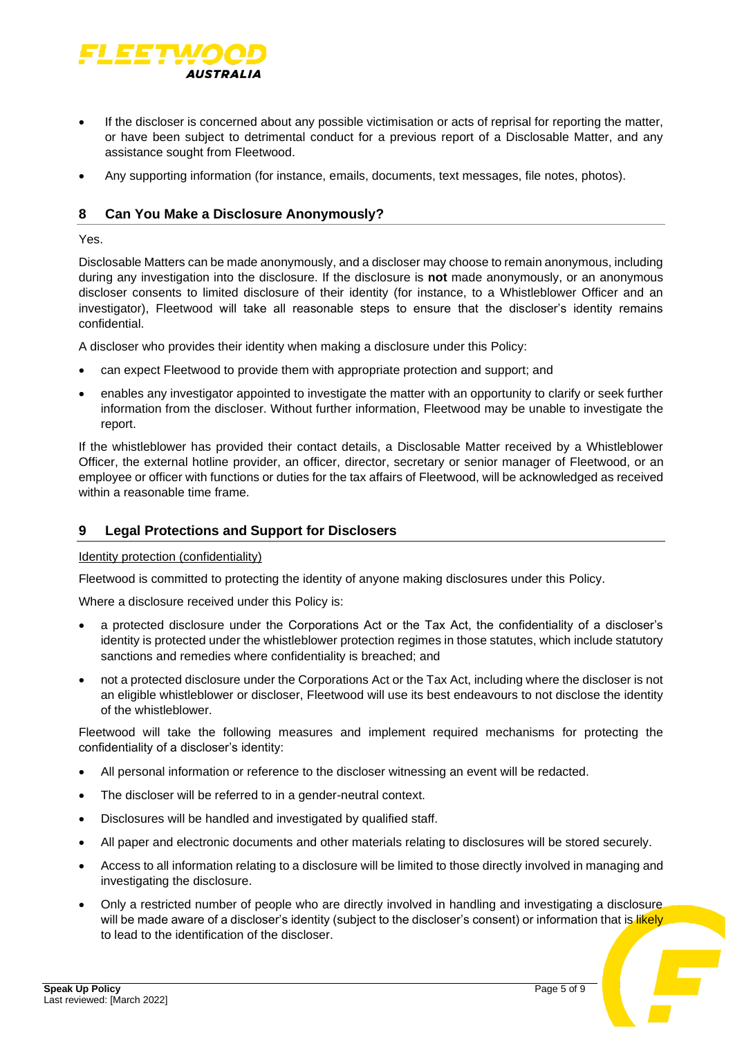- If the discloser is concerned about any possible victimisation or acts of reprisal for reporting the matter, or have been subject to detrimental conduct for a previous report of a Disclosable Matter, and any assistance sought from Fleetwood.
- Any supporting information (for instance, emails, documents, text messages, file notes, photos).

## 8 Can You Make a Disclosure Anonymously?

Yes.

Disclosable Matters can be made anonymously, and a discloser may choose to remain anonymous, including during any investigation into the disclosure. If the disclosure is **not** made anonymously, or an anonymous discloser consents to limited disclosure of their identity (for instance, to a Whistleblower Officer and an investigator), Fleetwood will take all reasonable steps to ensure that the discloser's identity remains confidential.

A discloser who provides their identity when making a disclosure under this Policy:

- can expect Fleetwood to provide them with appropriate protection and support; and
- enables any investigator appointed to investigate the matter with an opportunity to clarify or seek further information from the discloser. Without further information, Fleetwood may be unable to investigate the report.

If the whistleblower has provided their contact details, a Disclosable Matter received by a Whistleblower Officer, the external hotline provider, an officer, director, secretary or senior manager of Fleetwood, or an employee or officer with functions or duties for the tax affairs of Fleetwood, will be acknowledged as received within a reasonable time frame.

## 9 Legal Protections and Support for Disclosers

Identity protection (confidentiality)

Fleetwood is committed to protecting the identity of anyone making disclosures under this Policy.

Where a disclosure received under this Policy is:

- a protected disclosure under the Corporations Act or the Tax Act, the confidentiality of a discloser's identity is protected under the whistleblower protection regimes in those statutes, which include statutory sanctions and remedies where confidentiality is breached; and
- not a protected disclosure under the Corporations Act or the Tax Act, including where the discloser is not an eligible whistleblower or discloser, Fleetwood will use its best endeavours to not disclose the identity of the whistleblower.

Fleetwood will take the following measures and implement required mechanisms for protecting the confidentiality of a discloser's identity:

- All personal information or reference to the discloser witnessing an event will be redacted.
- The discloser will be referred to in a gender-neutral context.
- Disclosures will be handled and investigated by qualified staff.
- All paper and electronic documents and other materials relating to disclosures will be stored securely.
- Access to all information relating to a disclosure will be limited to those directly involved in managing and investigating the disclosure.
- Only a restricted number of people who are directly involved in handling and investigating a disclosure will be made aware of a discloser's identity (subject to the discloser's consent) or information that is likely to lead to the identification of the discloser.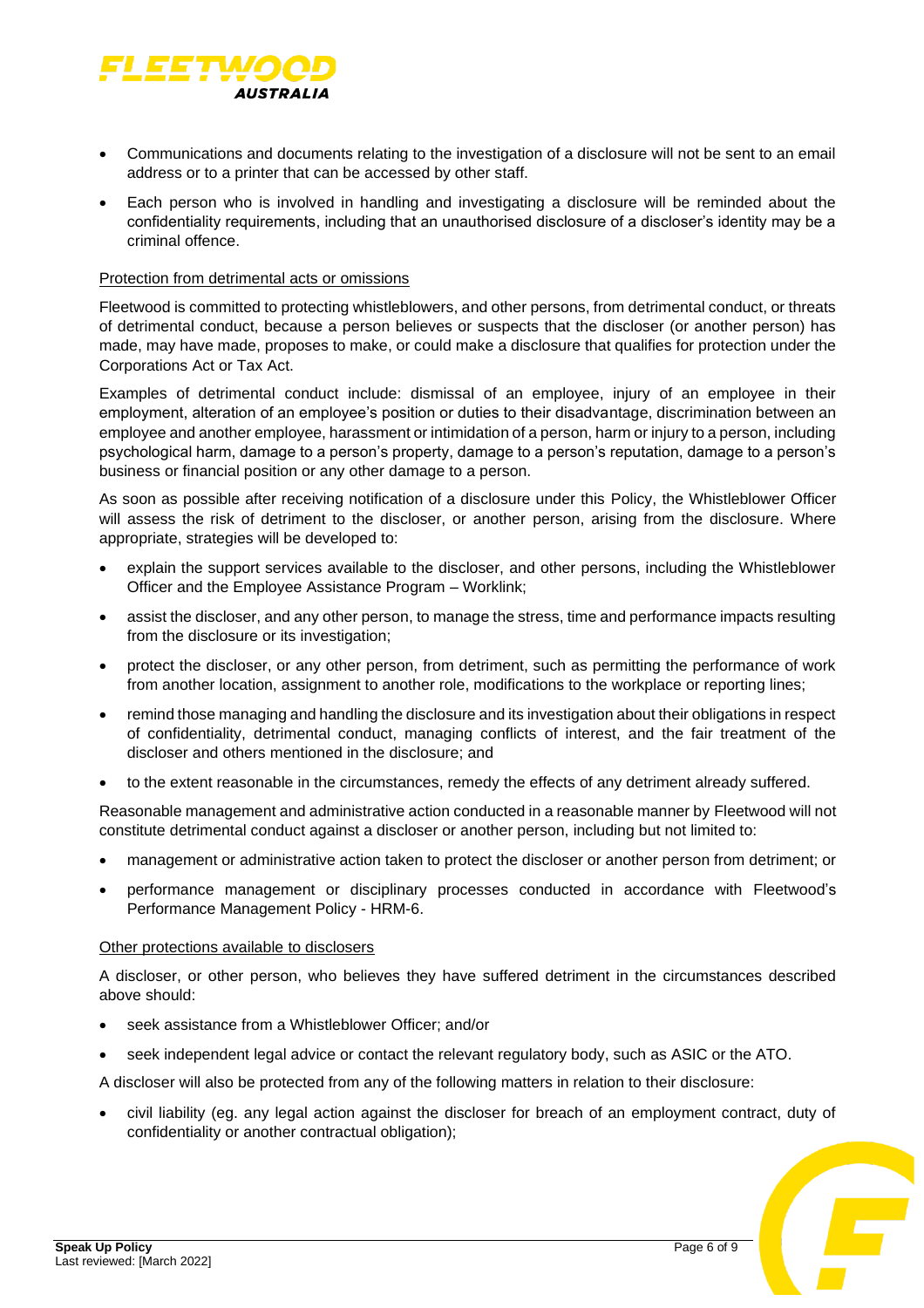- Communications and documents relating to the investigation of a disclosure will not be sent to an email address or to a printer that can be accessed by other staff.
- Each person who is involved in handling and investigating a disclosure will be reminded about the confidentiality requirements, including that an unauthorised disclosure of a discloser's identity may be a criminal offence.

<u>Protection from detrimental acts or omissions</u>

Fleetwood is committed to protecting whistleblowers, and other persons, from detrimental conduct, or threats of detrimental conduct, because a person believes or suspects that the discloser (or another person) has made, may have made, proposes to make, or could make a disclosure that qualifies for protection under the Corporations Act or Tax Act.

Examples of detrimental conduct include: dismissal of an employee, injury of an employee in their employment, alteration of an employee's position or duties to their disadvantage, discrimination between an employee and another employee, harassment or intimidation of a person, harm or injury to a person, including psychological harm, damage to a person's property, damage to a person's reputation, damage to a person's business or financial position or any other damage to a person.

As soon as possible after receiving notification of a disclosure under this Policy, the Whistleblower Officer will assess the risk of detriment to the discloser, or another person, arising from the disclosure. Where appropriate, strategies will be developed to:

- explain the support services available to the discloser, and other persons, including the Whistleblower Officer and the Employee Assistance Program – Worklink;
- assist the discloser, and any other person, to manage the stress, time and performance impacts resulting from the disclosure or its investigation;
- protect the discloser, or any other person, from detriment, such as permitting the performance of work from another location, assignment to another role, modifications to the workplace or reporting lines;
- remind those managing and handling the disclosure and its investigation about their obligations in respect of confidentiality, detrimental conduct, managing conflicts of interest, and the fair treatment of the discloser and others mentioned in the disclosure; and
- to the extent reasonable in the circumstances, remedy the effects of any detriment already suffered.

Reasonable management and administrative action conducted in a reasonable manner by Fleetwood will not constitute detrimental conduct against a discloser or another person, including but not limited to:

- management or administrative action taken to protect the discloser or another person from detriment; or
- performance management or disciplinary processes conducted in accordance with Fleetwood's Performance Management Policy - HRM-6.

<u>Other protections available to disclosers</u>

A discloser, or other person, who believes they have suffered detriment in the circumstances described above should:

- seek assistance from a Whistleblower Officer; and/or
- seek independent legal advice or contact the relevant regulatory body, such as ASIC or the ATO.

A discloser will also be protected from any of the following matters in relation to their disclosure:

- civil liability (eg. any legal action against the discloser for breach of an employment contract, duty of confidentiality or another contractual obligation);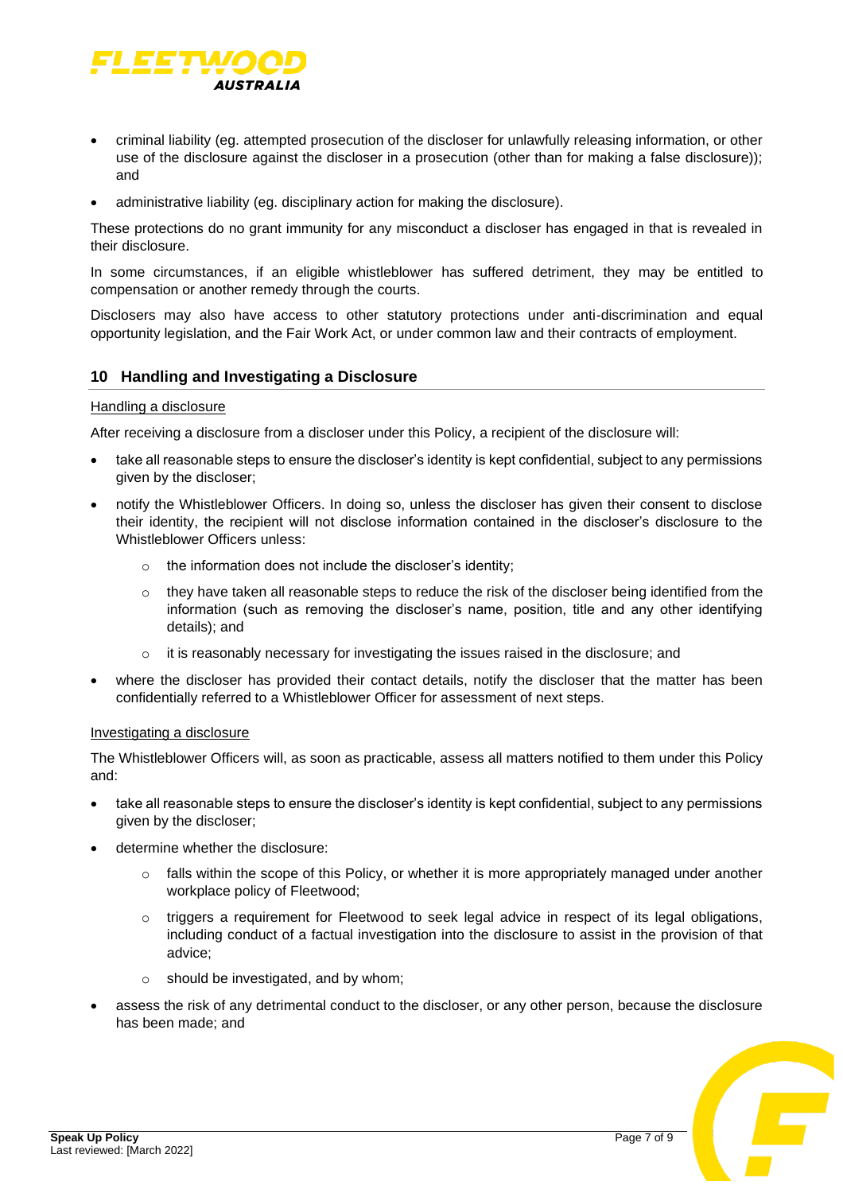- criminal liability (eg. attempted prosecution of the discloser for unlawfully releasing information, or other use of the disclosure against the discloser in a prosecution (other than for making a false disclosure)); and
- administrative liability (eg. disciplinary action for making the disclosure).

These protections do no grant immunity for any misconduct a discloser has engaged in that is revealed in their disclosure.

In some circumstances, if an eligible whistleblower has suffered detriment, they may be entitled to compensation or another remedy through the courts.

Disclosers may also have access to other statutory protections under anti-discrimination and equal opportunity legislation, and the Fair Work Act, or under common law and their contracts of employment.

## 10 Handling and Investigating a Disclosure

Handling a disclosure

After receiving a disclosure from a discloser under this Policy, a recipient of the disclosure will:

- take all reasonable steps to ensure the discloser's identity is kept confidential, subject to any permissions given by the discloser;
- notify the Whistleblower Officers. In doing so, unless the discloser has given their consent to disclose their identity, the recipient will not disclose information contained in the discloser's disclosure to the Whistleblower Officers unless:
  - the information does not include the discloser's identity;
  - they have taken all reasonable steps to reduce the risk of the discloser being identified from the information (such as removing the discloser's name, position, title and any other identifying details); and
  - it is reasonably necessary for investigating the issues raised in the disclosure; and
- where the discloser has provided their contact details, notify the discloser that the matter has been confidentially referred to a Whistleblower Officer for assessment of next steps.

Investigating a disclosure

The Whistleblower Officers will, as soon as practicable, assess all matters notified to them under this Policy and:

- take all reasonable steps to ensure the discloser's identity is kept confidential, subject to any permissions given by the discloser;
- determine whether the disclosure:
  - falls within the scope of this Policy, or whether it is more appropriately managed under another workplace policy of Fleetwood;
  - triggers a requirement for Fleetwood to seek legal advice in respect of its legal obligations, including conduct of a factual investigation into the disclosure to assist in the provision of that advice;
  - should be investigated, and by whom;
- assess the risk of any detrimental conduct to the discloser, or any other person, because the disclosure has been made; and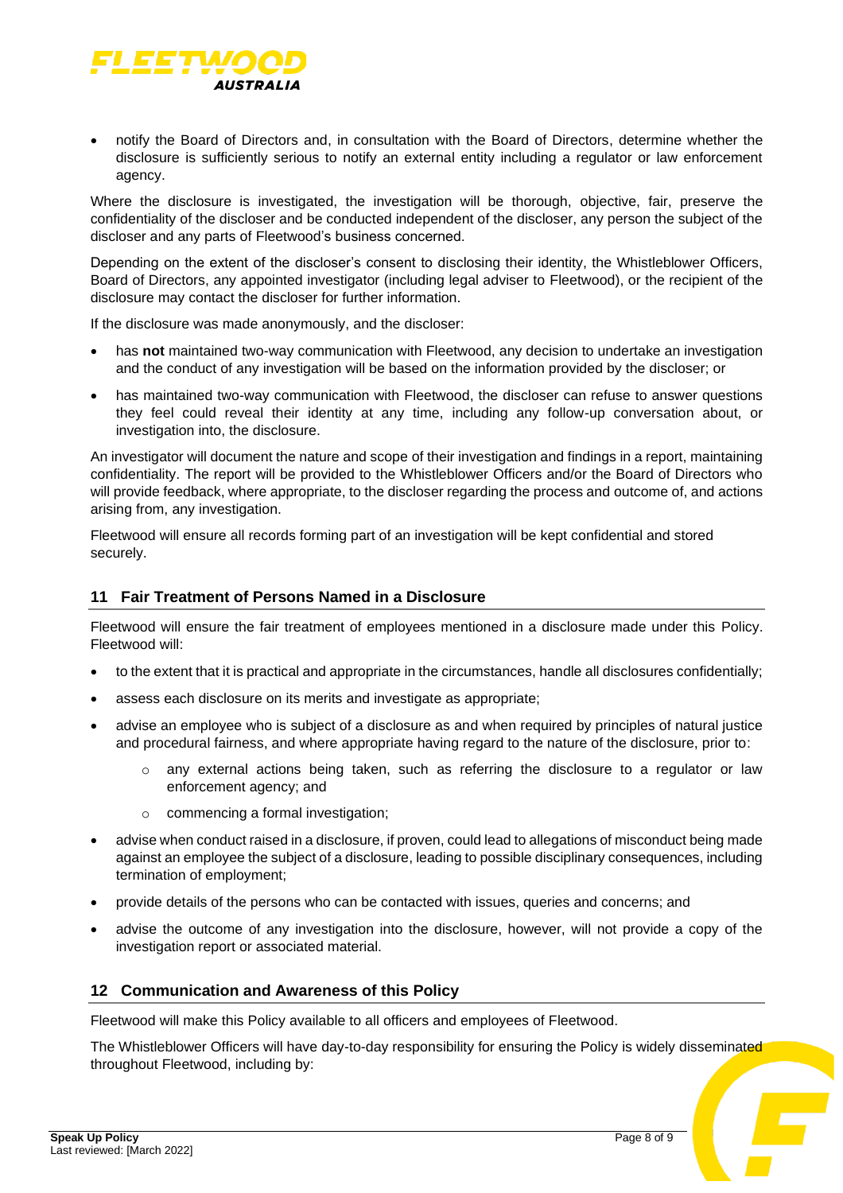- notify the Board of Directors and, in consultation with the Board of Directors, determine whether the disclosure is sufficiently serious to notify an external entity including a regulator or law enforcement agency.

Where the disclosure is investigated, the investigation will be thorough, objective, fair, preserve the confidentiality of the discloser and be conducted independent of the discloser, any person the subject of the discloser and any parts of Fleetwood's business concerned.

Depending on the extent of the discloser's consent to disclosing their identity, the Whistleblower Officers, Board of Directors, any appointed investigator (including legal adviser to Fleetwood), or the recipient of the disclosure may contact the discloser for further information.

If the disclosure was made anonymously, and the discloser:

- has **not** maintained two-way communication with Fleetwood, any decision to undertake an investigation and the conduct of any investigation will be based on the information provided by the discloser; or
- has maintained two-way communication with Fleetwood, the discloser can refuse to answer questions they feel could reveal their identity at any time, including any follow-up conversation about, or investigation into, the disclosure.

An investigator will document the nature and scope of their investigation and findings in a report, maintaining confidentiality. The report will be provided to the Whistleblower Officers and/or the Board of Directors who will provide feedback, where appropriate, to the discloser regarding the process and outcome of, and actions arising from, any investigation.

Fleetwood will ensure all records forming part of an investigation will be kept confidential and stored securely.

## 11 Fair Treatment of Persons Named in a Disclosure

Fleetwood will ensure the fair treatment of employees mentioned in a disclosure made under this Policy. Fleetwood will:

- to the extent that it is practical and appropriate in the circumstances, handle all disclosures confidentially;
- assess each disclosure on its merits and investigate as appropriate;
- advise an employee who is subject of a disclosure as and when required by principles of natural justice and procedural fairness, and where appropriate having regard to the nature of the disclosure, prior to:
  - any external actions being taken, such as referring the disclosure to a regulator or law enforcement agency; and
  - commencing a formal investigation;
- advise when conduct raised in a disclosure, if proven, could lead to allegations of misconduct being made against an employee the subject of a disclosure, leading to possible disciplinary consequences, including termination of employment;
- provide details of the persons who can be contacted with issues, queries and concerns; and
- advise the outcome of any investigation into the disclosure, however, will not provide a copy of the investigation report or associated material.

## 12 Communication and Awareness of this Policy

Fleetwood will make this Policy available to all officers and employees of Fleetwood.

The Whistleblower Officers will have day-to-day responsibility for ensuring the Policy is widely disseminated throughout Fleetwood, including by: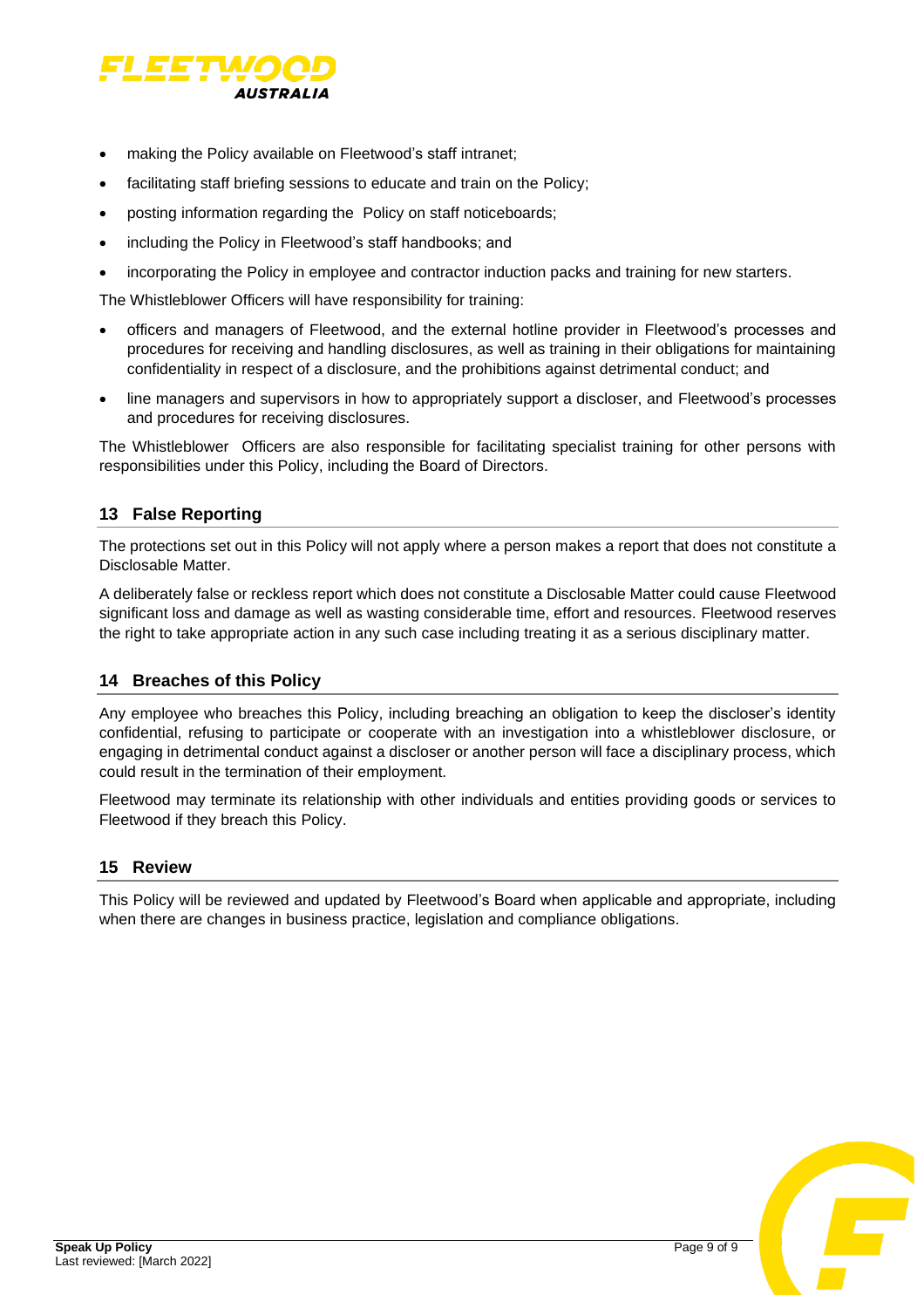- making the Policy available on Fleetwood's staff intranet;
- facilitating staff briefing sessions to educate and train on the Policy;
- posting information regarding the Policy on staff noticeboards;
- including the Policy in Fleetwood's staff handbooks; and
- incorporating the Policy in employee and contractor induction packs and training for new starters.

The Whistleblower Officers will have responsibility for training:

- officers and managers of Fleetwood, and the external hotline provider in Fleetwood's processes and procedures for receiving and handling disclosures, as well as training in their obligations for maintaining confidentiality in respect of a disclosure, and the prohibitions against detrimental conduct; and
- line managers and supervisors in how to appropriately support a discloser, and Fleetwood's processes and procedures for receiving disclosures.

The Whistleblower Officers are also responsible for facilitating specialist training for other persons with responsibilities under this Policy, including the Board of Directors.

## 13 False Reporting

The protections set out in this Policy will not apply where a person makes a report that does not constitute a Disclosable Matter.

A deliberately false or reckless report which does not constitute a Disclosable Matter could cause Fleetwood significant loss and damage as well as wasting considerable time, effort and resources. Fleetwood reserves the right to take appropriate action in any such case including treating it as a serious disciplinary matter.

## 14 Breaches of this Policy

Any employee who breaches this Policy, including breaching an obligation to keep the discloser's identity confidential, refusing to participate or cooperate with an investigation into a whistleblower disclosure, or engaging in detrimental conduct against a discloser or another person will face a disciplinary process, which could result in the termination of their employment.

Fleetwood may terminate its relationship with other individuals and entities providing goods or services to Fleetwood if they breach this Policy.

## 15 Review

This Policy will be reviewed and updated by Fleetwood's Board when applicable and appropriate, including when there are changes in business practice, legislation and compliance obligations.